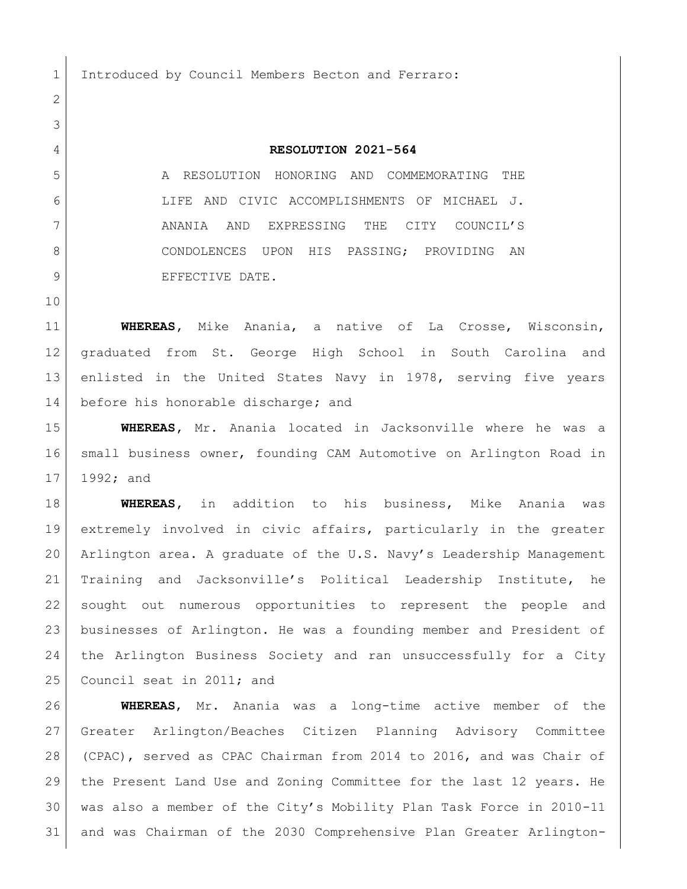Introduced by Council Members Becton and Ferraro:

**RESOLUTION 2021-564**

A RESOLUTION HONORING AND COMMEMORATING THE LIFE AND CIVIC ACCOMPLISHMENTS OF MICHAEL J. ANANIA AND EXPRESSING THE CITY COUNCIL'S CONDOLENCES UPON HIS PASSING; PROVIDING AN EFFECTIVE DATE.

**WHEREAS**, Mike Anania, a native of La Crosse, Wisconsin, graduated from St. George High School in South Carolina and enlisted in the United States Navy in 1978, serving five years before his honorable discharge; and

**WHEREAS**, Mr. Anania located in Jacksonville where he was a small business owner, founding CAM Automotive on Arlington Road in 1992; and

**WHEREAS**, in addition to his business, Mike Anania was extremely involved in civic affairs, particularly in the greater Arlington area. A graduate of the U.S. Navy's Leadership Management Training and Jacksonville's Political Leadership Institute, he sought out numerous opportunities to represent the people and businesses of Arlington. He was a founding member and President of the Arlington Business Society and ran unsuccessfully for a City Council seat in 2011; and

**WHEREAS**, Mr. Anania was a long-time active member of the Greater Arlington/Beaches Citizen Planning Advisory Committee (CPAC), served as CPAC Chairman from 2014 to 2016, and was Chair of the Present Land Use and Zoning Committee for the last 12 years. He was also a member of the City's Mobility Plan Task Force in 2010-11 and was Chairman of the 2030 Comprehensive Plan Greater Arlington-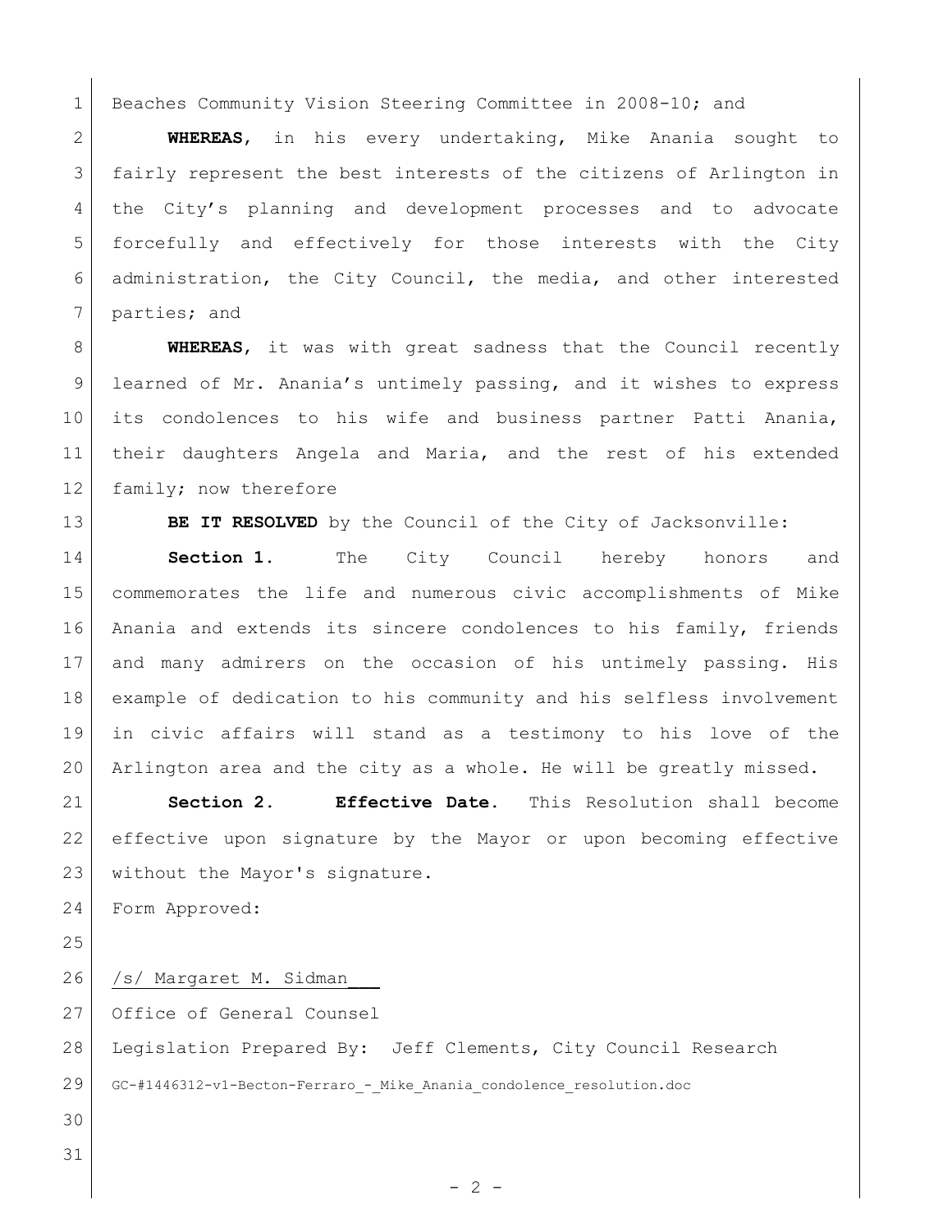Beaches Community Vision Steering Committee in 2008-10; and

**WHEREAS**, in his every undertaking, Mike Anania sought to fairly represent the best interests of the citizens of Arlington in the City's planning and development processes and to advocate forcefully and effectively for those interests with the City administration, the City Council, the media, and other interested parties; and

**WHEREAS**, it was with great sadness that the Council recently learned of Mr. Anania's untimely passing, and it wishes to express its condolences to his wife and business partner Patti Anania, their daughters Angela and Maria, and the rest of his extended family; now therefore

**BE IT RESOLVED** by the Council of the City of Jacksonville:

**Section 1.** The City Council hereby honors and commemorates the life and numerous civic accomplishments of Mike Anania and extends its sincere condolences to his family, friends and many admirers on the occasion of his untimely passing. His example of dedication to his community and his selfless involvement in civic affairs will stand as a testimony to his love of the Arlington area and the city as a whole. He will be greatly missed.

**Section 2. Effective Date.** This Resolution shall become effective upon signature by the Mayor or upon becoming effective without the Mayor's signature.

Form Approved:

/s/ Margaret M. Sidman

Office of General Counsel

Legislation Prepared By: Jeff Clements, City Council Research

GC-#1446312-v1-Becton-Ferraro_-_Mike_Anania_condolence_resolution.doc